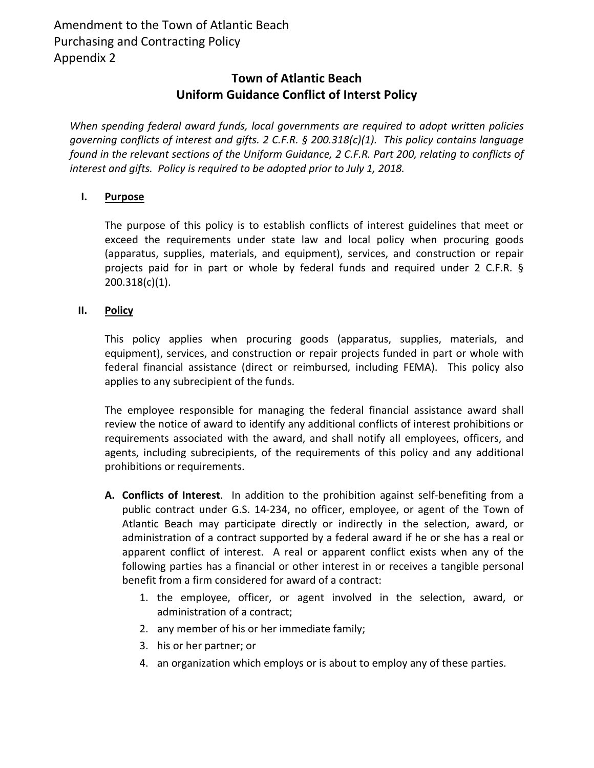Amendment to the Town of Atlantic Beach
Purchasing and Contracting Policy
Appendix 2

## Town of Atlantic Beach
## Uniform Guidance Conflict of Interst Policy

*When spending federal award funds, local governments are required to adopt written policies governing conflicts of interest and gifts. 2 C.F.R. § 200.318(c)(1). This policy contains language found in the relevant sections of the Uniform Guidance, 2 C.F.R. Part 200, relating to conflicts of interest and gifts. Policy is required to be adopted prior to July 1, 2018.*

### I. Purpose

The purpose of this policy is to establish conflicts of interest guidelines that meet or exceed the requirements under state law and local policy when procuring goods (apparatus, supplies, materials, and equipment), services, and construction or repair projects paid for in part or whole by federal funds and required under 2 C.F.R. § 200.318(c)(1).

### II. Policy

This policy applies when procuring goods (apparatus, supplies, materials, and equipment), services, and construction or repair projects funded in part or whole with federal financial assistance (direct or reimbursed, including FEMA). This policy also applies to any subrecipient of the funds.

The employee responsible for managing the federal financial assistance award shall review the notice of award to identify any additional conflicts of interest prohibitions or requirements associated with the award, and shall notify all employees, officers, and agents, including subrecipients, of the requirements of this policy and any additional prohibitions or requirements.

**A. Conflicts of Interest**. In addition to the prohibition against self-benefiting from a public contract under G.S. 14-234, no officer, employee, or agent of the Town of Atlantic Beach may participate directly or indirectly in the selection, award, or administration of a contract supported by a federal award if he or she has a real or apparent conflict of interest. A real or apparent conflict exists when any of the following parties has a financial or other interest in or receives a tangible personal benefit from a firm considered for award of a contract:

1. the employee, officer, or agent involved in the selection, award, or administration of a contract;
2. any member of his or her immediate family;
3. his or her partner; or
4. an organization which employs or is about to employ any of these parties.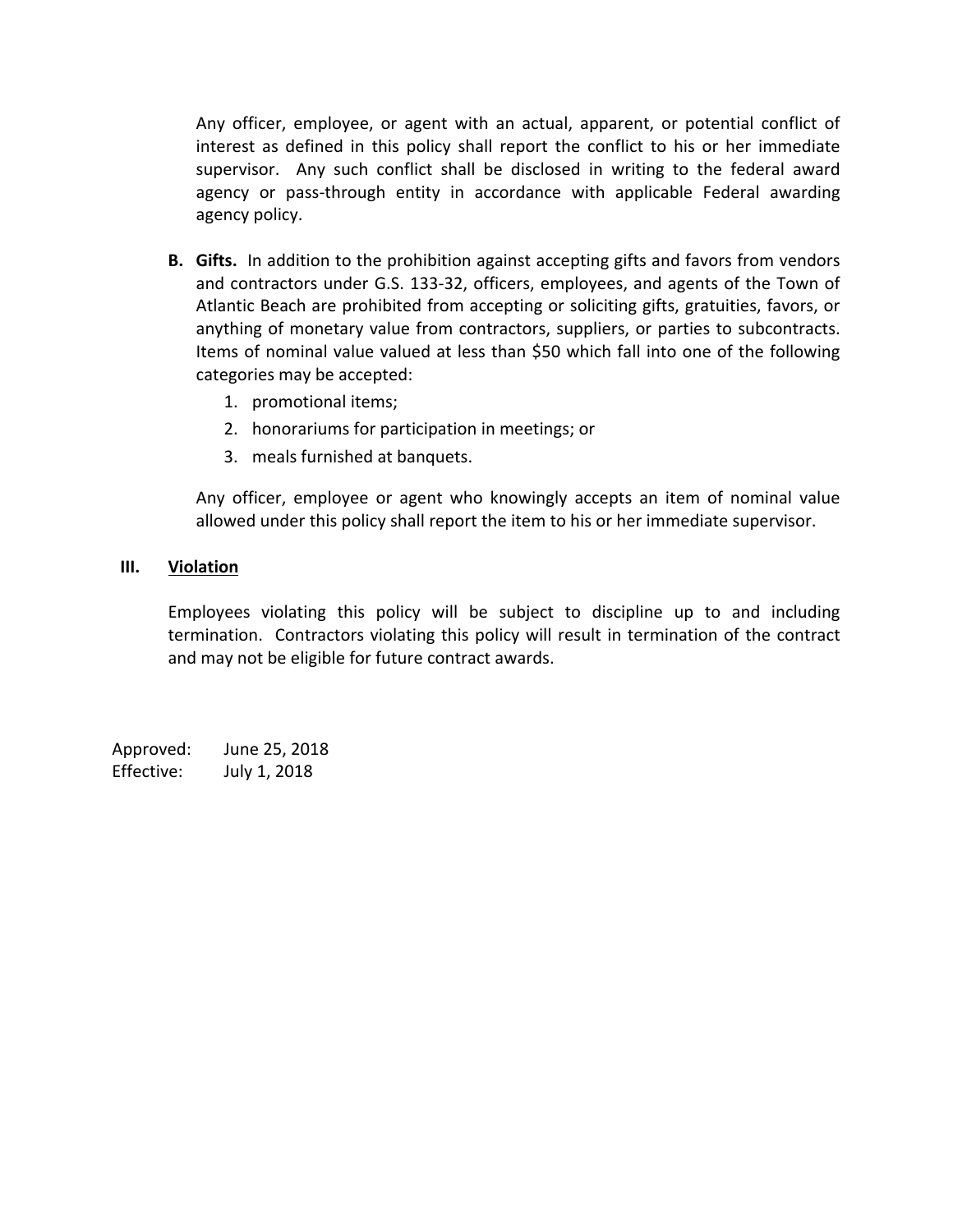Any officer, employee, or agent with an actual, apparent, or potential conflict of interest as defined in this policy shall report the conflict to his or her immediate supervisor. Any such conflict shall be disclosed in writing to the federal award agency or pass-through entity in accordance with applicable Federal awarding agency policy.

**B. Gifts.** In addition to the prohibition against accepting gifts and favors from vendors and contractors under G.S. 133-32, officers, employees, and agents of the Town of Atlantic Beach are prohibited from accepting or soliciting gifts, gratuities, favors, or anything of monetary value from contractors, suppliers, or parties to subcontracts. Items of nominal value valued at less than $50 which fall into one of the following categories may be accepted:

1. promotional items;
2. honorariums for participation in meetings; or
3. meals furnished at banquets.

Any officer, employee or agent who knowingly accepts an item of nominal value allowed under this policy shall report the item to his or her immediate supervisor.

## III. Violation

Employees violating this policy will be subject to discipline up to and including termination. Contractors violating this policy will result in termination of the contract and may not be eligible for future contract awards.

Approved: June 25, 2018
Effective: July 1, 2018